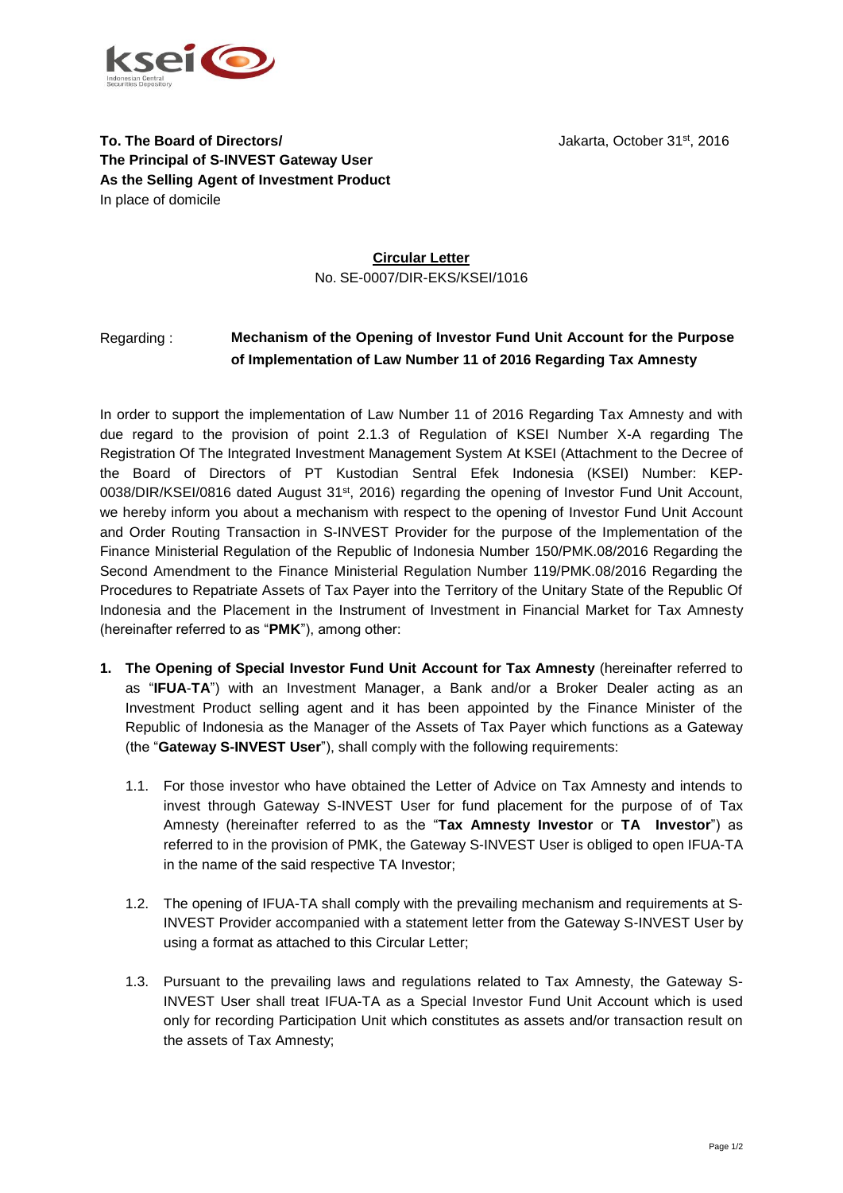**To. The Board of Directors/**
**The Principal of S-INVEST Gateway User**
**As the Selling Agent of Investment Product**
In place of domicile

Jakarta, October 31st, 2016

**Circular Letter**
No. SE-0007/DIR-EKS/KSEI/1016

Regarding : **Mechanism of the Opening of Investor Fund Unit Account for the Purpose of Implementation of Law Number 11 of 2016 Regarding Tax Amnesty**

In order to support the implementation of Law Number 11 of 2016 Regarding Tax Amnesty and with due regard to the provision of point 2.1.3 of Regulation of KSEI Number X-A regarding The Registration Of The Integrated Investment Management System At KSEI (Attachment to the Decree of the Board of Directors of PT Kustodian Sentral Efek Indonesia (KSEI) Number: KEP-0038/DIR/KSEI/0816 dated August 31st, 2016) regarding the opening of Investor Fund Unit Account, we hereby inform you about a mechanism with respect to the opening of Investor Fund Unit Account and Order Routing Transaction in S-INVEST Provider for the purpose of the Implementation of the Finance Ministerial Regulation of the Republic of Indonesia Number 150/PMK.08/2016 Regarding the Second Amendment to the Finance Ministerial Regulation Number 119/PMK.08/2016 Regarding the Procedures to Repatriate Assets of Tax Payer into the Territory of the Unitary State of the Republic Of Indonesia and the Placement in the Instrument of Investment in Financial Market for Tax Amnesty (hereinafter referred to as "**PMK**"), among other:

1. **The Opening of Special Investor Fund Unit Account for Tax Amnesty** (hereinafter referred to as "**IFUA-TA**") with an Investment Manager, a Bank and/or a Broker Dealer acting as an Investment Product selling agent and it has been appointed by the Finance Minister of the Republic of Indonesia as the Manager of the Assets of Tax Payer which functions as a Gateway (the "**Gateway S-INVEST User**"), shall comply with the following requirements:

   1.1. For those investor who have obtained the Letter of Advice on Tax Amnesty and intends to invest through Gateway S-INVEST User for fund placement for the purpose of of Tax Amnesty (hereinafter referred to as the "**Tax Amnesty Investor** or **TA Investor**") as referred to in the provision of PMK, the Gateway S-INVEST User is obliged to open IFUA-TA in the name of the said respective TA Investor;

   1.2. The opening of IFUA-TA shall comply with the prevailing mechanism and requirements at S-INVEST Provider accompanied with a statement letter from the Gateway S-INVEST User by using a format as attached to this Circular Letter;

   1.3. Pursuant to the prevailing laws and regulations related to Tax Amnesty, the Gateway S-INVEST User shall treat IFUA-TA as a Special Investor Fund Unit Account which is used only for recording Participation Unit which constitutes as assets and/or transaction result on the assets of Tax Amnesty;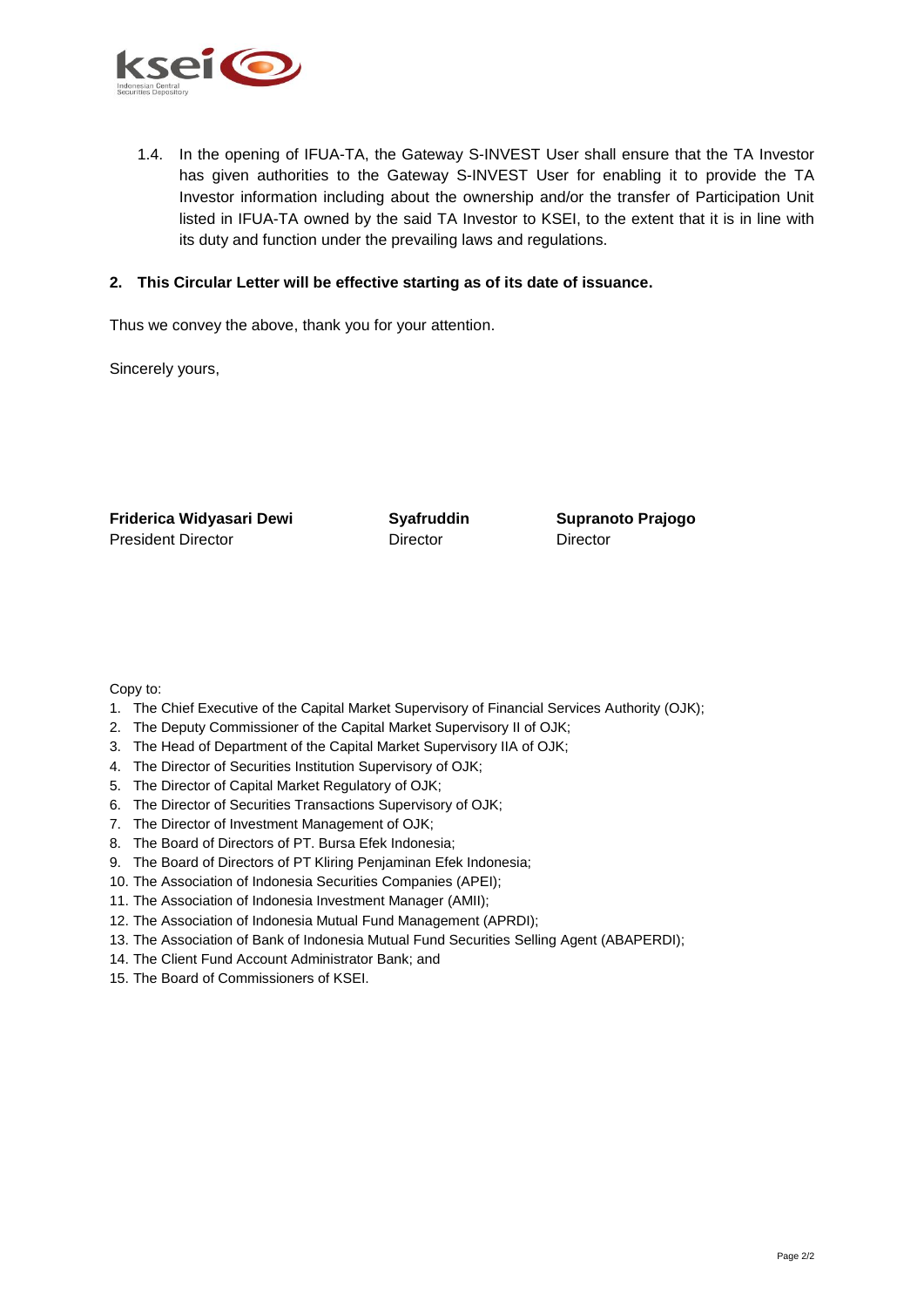1.4. In the opening of IFUA-TA, the Gateway S-INVEST User shall ensure that the TA Investor has given authorities to the Gateway S-INVEST User for enabling it to provide the TA Investor information including about the ownership and/or the transfer of Participation Unit listed in IFUA-TA owned by the said TA Investor to KSEI, to the extent that it is in line with its duty and function under the prevailing laws and regulations.

**2. This Circular Letter will be effective starting as of its date of issuance.**

Thus we convey the above, thank you for your attention.

Sincerely yours,

| **Friderica Widyasari Dewi** | **Syafruddin** | **Supranoto Prajogo** |
|---|---|---|
| President Director | Director | Director |

Copy to:

1. The Chief Executive of the Capital Market Supervisory of Financial Services Authority (OJK);
2. The Deputy Commissioner of the Capital Market Supervisory II of OJK;
3. The Head of Department of the Capital Market Supervisory IIA of OJK;
4. The Director of Securities Institution Supervisory of OJK;
5. The Director of Capital Market Regulatory of OJK;
6. The Director of Securities Transactions Supervisory of OJK;
7. The Director of Investment Management of OJK;
8. The Board of Directors of PT. Bursa Efek Indonesia;
9. The Board of Directors of PT Kliring Penjaminan Efek Indonesia;
10. The Association of Indonesia Securities Companies (APEI);
11. The Association of Indonesia Investment Manager (AMII);
12. The Association of Indonesia Mutual Fund Management (APRDI);
13. The Association of Bank of Indonesia Mutual Fund Securities Selling Agent (ABAPERDI);
14. The Client Fund Account Administrator Bank; and
15. The Board of Commissioners of KSEI.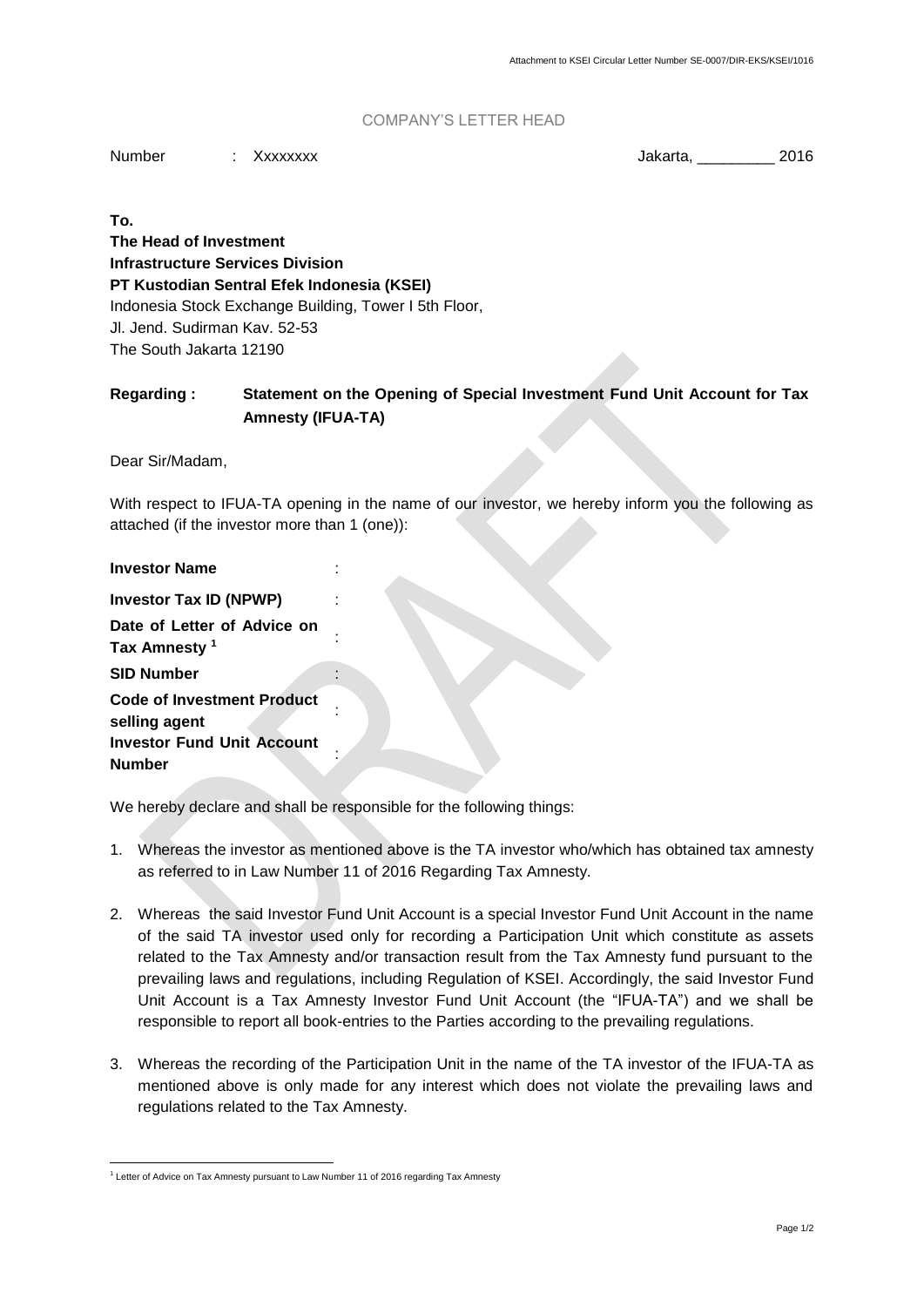COMPANY'S LETTER HEAD

Number : Xxxxxxxx Jakarta, _________ 2016

**To.**
**The Head of Investment**
**Infrastructure Services Division**
**PT Kustodian Sentral Efek Indonesia (KSEI)**
Indonesia Stock Exchange Building, Tower I 5th Floor,
Jl. Jend. Sudirman Kav. 52-53
The South Jakarta 12190

**Regarding : Statement on the Opening of Special Investment Fund Unit Account for Tax Amnesty (IFUA-TA)**

Dear Sir/Madam,

With respect to IFUA-TA opening in the name of our investor, we hereby inform you the following as attached (if the investor more than 1 (one)):

| | |
|---|---|
| **Investor Name** | : |
| **Investor Tax ID (NPWP)** | : |
| **Date of Letter of Advice on Tax Amnesty** [1] | : |
| **SID Number** | : |
| **Code of Investment Product selling agent** | : |
| **Investor Fund Unit Account Number** | : |

We hereby declare and shall be responsible for the following things:

1. Whereas the investor as mentioned above is the TA investor who/which has obtained tax amnesty as referred to in Law Number 11 of 2016 Regarding Tax Amnesty.

2. Whereas the said Investor Fund Unit Account is a special Investor Fund Unit Account in the name of the said TA investor used only for recording a Participation Unit which constitute as assets related to the Tax Amnesty and/or transaction result from the Tax Amnesty fund pursuant to the prevailing laws and regulations, including Regulation of KSEI. Accordingly, the said Investor Fund Unit Account is a Tax Amnesty Investor Fund Unit Account (the "IFUA-TA") and we shall be responsible to report all book-entries to the Parties according to the prevailing regulations.

3. Whereas the recording of the Participation Unit in the name of the TA investor of the IFUA-TA as mentioned above is only made for any interest which does not violate the prevailing laws and regulations related to the Tax Amnesty.

[1] Letter of Advice on Tax Amnesty pursuant to Law Number 11 of 2016 regarding Tax Amnesty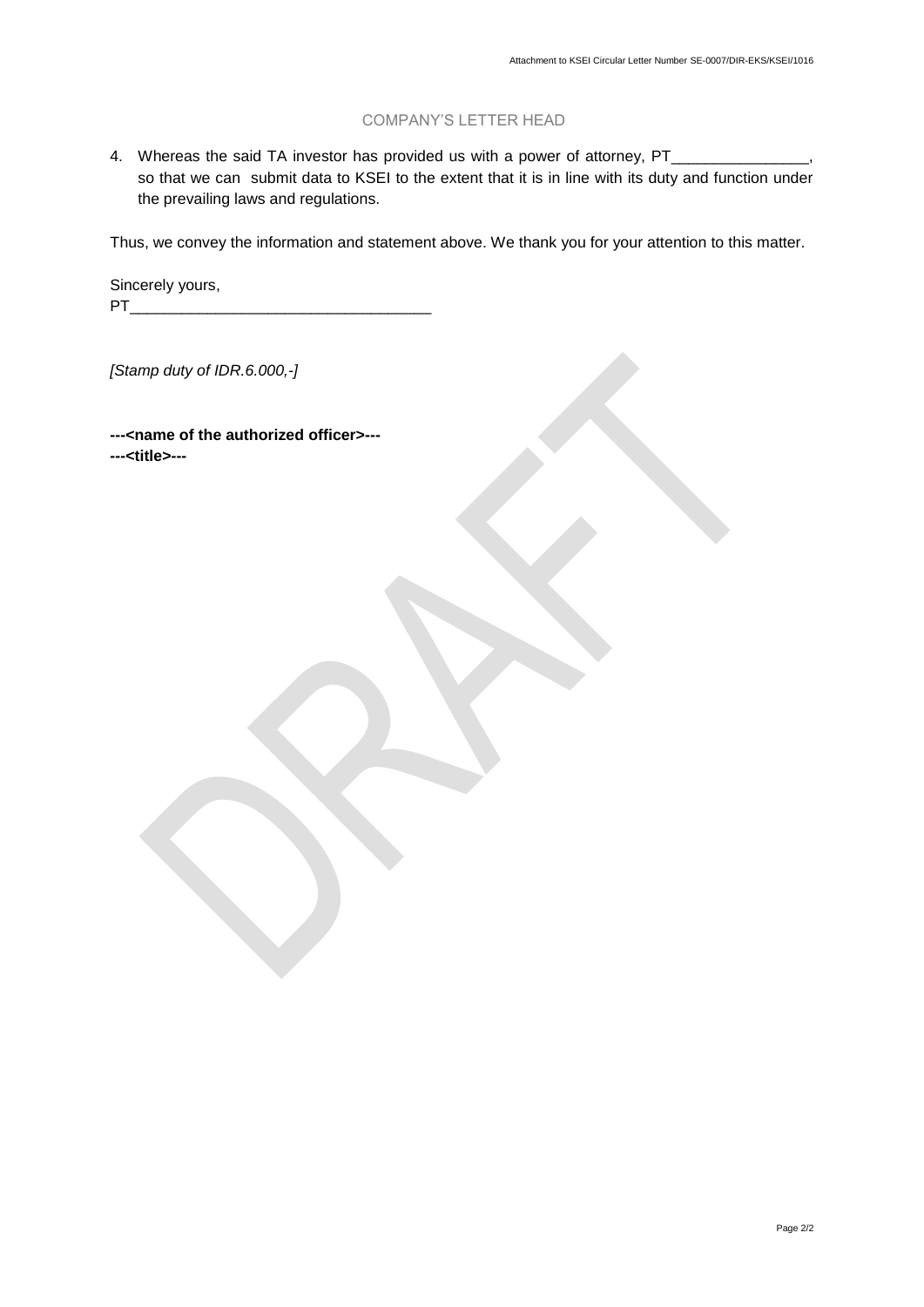COMPANY'S LETTER HEAD

4. Whereas the said TA investor has provided us with a power of attorney, PT________________, so that we can submit data to KSEI to the extent that it is in line with its duty and function under the prevailing laws and regulations.

Thus, we convey the information and statement above. We thank you for your attention to this matter.

Sincerely yours,
PT___________________________________

*[Stamp duty of IDR.6.000,-]*

**---<name of the authorized officer>---**
**---<title>---**